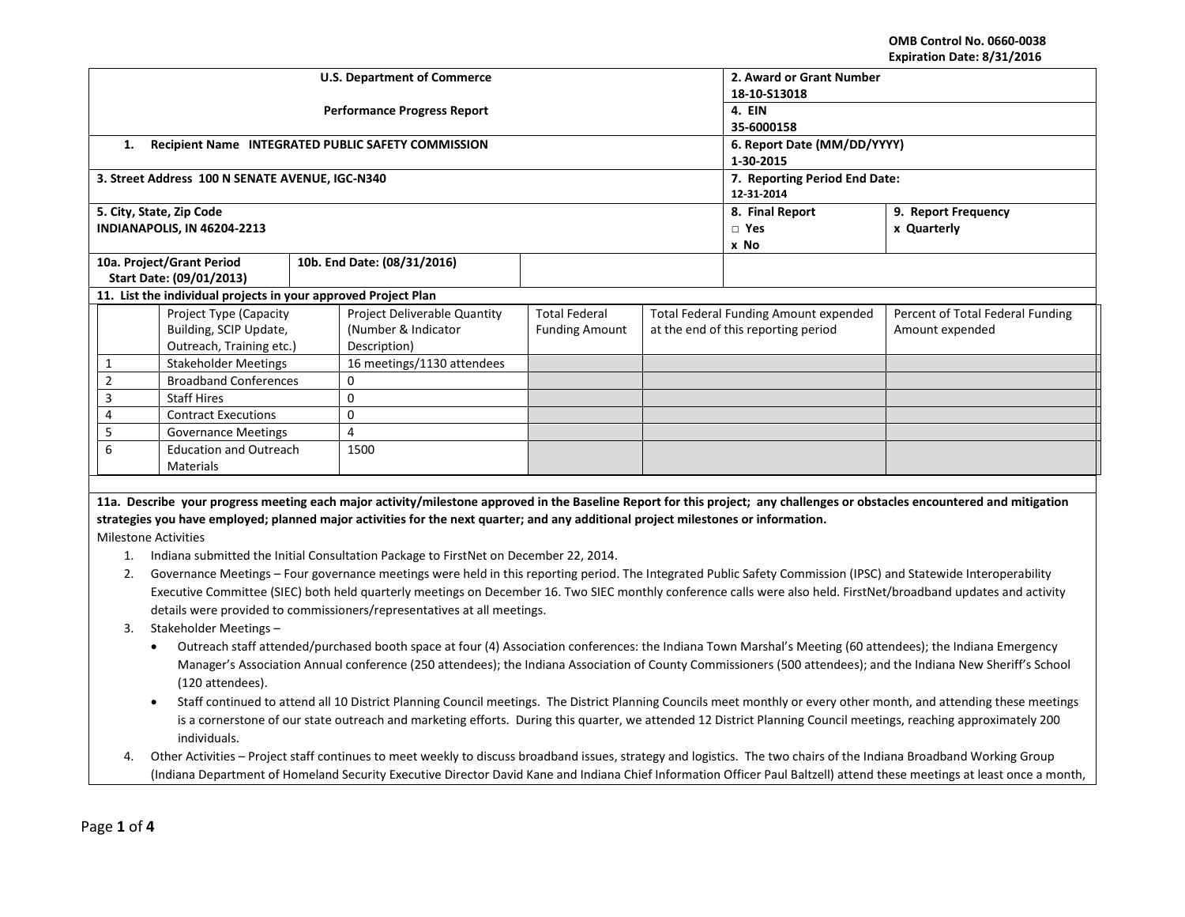OMB Control No. 0660-0038
Expiration Date: 8/31/2016

| U.S. Department of Commerce<br><br>Performance Progress Report | 2. Award or Grant Number<br>18-10-S13018 | |
|---|---|---|
| | 4. EIN<br>35-6000158 | |
| 1. Recipient Name INTEGRATED PUBLIC SAFETY COMMISSION | 6. Report Date (MM/DD/YYYY)<br>1-30-2015 | |
| 3. Street Address 100 N SENATE AVENUE, IGC-N340 | 7. Reporting Period End Date:<br>12-31-2014 | |
| 5. City, State, Zip Code<br>INDIANAPOLIS, IN 46204-2213 | 8. Final Report<br>□ Yes<br>x No | 9. Report Frequency<br>x Quarterly |
| 10a. Project/Grant Period Start Date: (09/01/2013) / 10b. End Date: (08/31/2016) | | |

**11. List the individual projects in your approved Project Plan**

| | Project Type (Capacity Building, SCIP Update, Outreach, Training etc.) | Project Deliverable Quantity (Number & Indicator Description) | Total Federal Funding Amount | Total Federal Funding Amount expended at the end of this reporting period | Percent of Total Federal Funding Amount expended |
|---|---|---|---|---|---|
| 1 | Stakeholder Meetings | 16 meetings/1130 attendees | | | |
| 2 | Broadband Conferences | 0 | | | |
| 3 | Staff Hires | 0 | | | |
| 4 | Contract Executions | 0 | | | |
| 5 | Governance Meetings | 4 | | | |
| 6 | Education and Outreach Materials | 1500 | | | |

**11a. Describe your progress meeting each major activity/milestone approved in the Baseline Report for this project; any challenges or obstacles encountered and mitigation strategies you have employed; planned major activities for the next quarter; and any additional project milestones or information.**

Milestone Activities

1. Indiana submitted the Initial Consultation Package to FirstNet on December 22, 2014.
2. Governance Meetings – Four governance meetings were held in this reporting period. The Integrated Public Safety Commission (IPSC) and Statewide Interoperability Executive Committee (SIEC) both held quarterly meetings on December 16. Two SIEC monthly conference calls were also held. FirstNet/broadband updates and activity details were provided to commissioners/representatives at all meetings.
3. Stakeholder Meetings –
   - Outreach staff attended/purchased booth space at four (4) Association conferences: the Indiana Town Marshal's Meeting (60 attendees); the Indiana Emergency Manager's Association Annual conference (250 attendees); the Indiana Association of County Commissioners (500 attendees); and the Indiana New Sheriff's School (120 attendees).
   - Staff continued to attend all 10 District Planning Council meetings. The District Planning Councils meet monthly or every other month, and attending these meetings is a cornerstone of our state outreach and marketing efforts. During this quarter, we attended 12 District Planning Council meetings, reaching approximately 200 individuals.
4. Other Activities – Project staff continues to meet weekly to discuss broadband issues, strategy and logistics. The two chairs of the Indiana Broadband Working Group (Indiana Department of Homeland Security Executive Director David Kane and Indiana Chief Information Officer Paul Baltzell) attend these meetings at least once a month,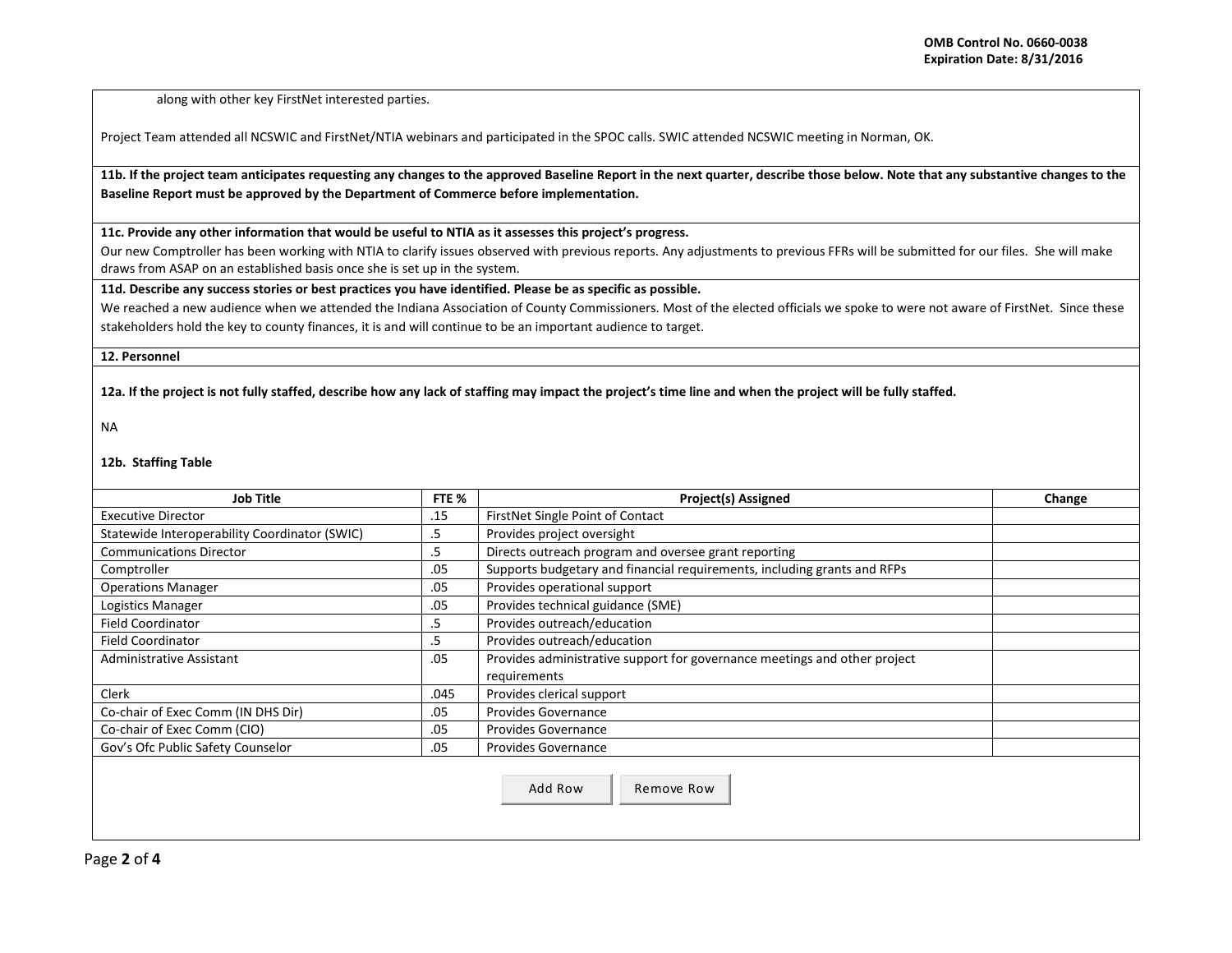along with other key FirstNet interested parties.

Project Team attended all NCSWIC and FirstNet/NTIA webinars and participated in the SPOC calls. SWIC attended NCSWIC meeting in Norman, OK.

**11b. If the project team anticipates requesting any changes to the approved Baseline Report in the next quarter, describe those below. Note that any substantive changes to the Baseline Report must be approved by the Department of Commerce before implementation.**

**11c. Provide any other information that would be useful to NTIA as it assesses this project's progress.**

Our new Comptroller has been working with NTIA to clarify issues observed with previous reports. Any adjustments to previous FFRs will be submitted for our files. She will make draws from ASAP on an established basis once she is set up in the system.

**11d. Describe any success stories or best practices you have identified. Please be as specific as possible.**

We reached a new audience when we attended the Indiana Association of County Commissioners. Most of the elected officials we spoke to were not aware of FirstNet. Since these stakeholders hold the key to county finances, it is and will continue to be an important audience to target.

**12. Personnel**

**12a. If the project is not fully staffed, describe how any lack of staffing may impact the project's time line and when the project will be fully staffed.**

NA

**12b. Staffing Table**

| Job Title | FTE % | Project(s) Assigned | Change |
|---|---|---|---|
| Executive Director | .15 | FirstNet Single Point of Contact | |
| Statewide Interoperability Coordinator (SWIC) | .5 | Provides project oversight | |
| Communications Director | .5 | Directs outreach program and oversee grant reporting | |
| Comptroller | .05 | Supports budgetary and financial requirements, including grants and RFPs | |
| Operations Manager | .05 | Provides operational support | |
| Logistics Manager | .05 | Provides technical guidance (SME) | |
| Field Coordinator | .5 | Provides outreach/education | |
| Field Coordinator | .5 | Provides outreach/education | |
| Administrative Assistant | .05 | Provides administrative support for governance meetings and other project requirements | |
| Clerk | .045 | Provides clerical support | |
| Co-chair of Exec Comm (IN DHS Dir) | .05 | Provides Governance | |
| Co-chair of Exec Comm (CIO) | .05 | Provides Governance | |
| Gov's Ofc Public Safety Counselor | .05 | Provides Governance | |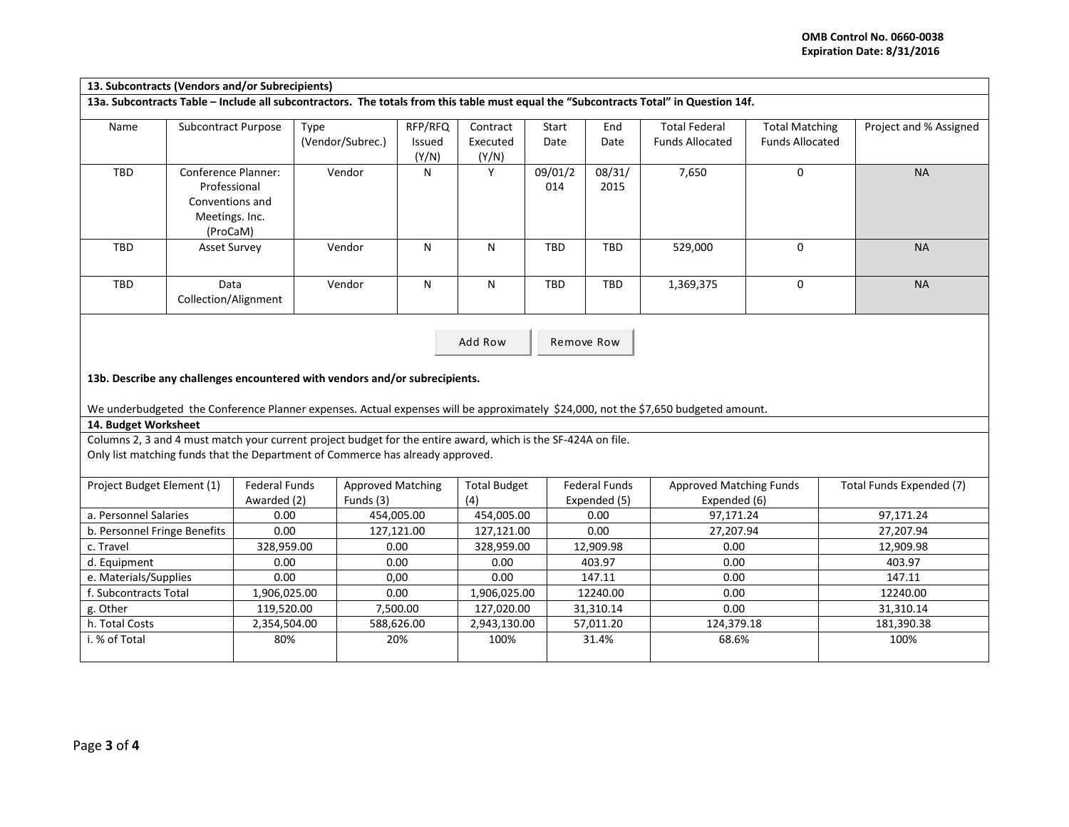## 13. Subcontracts (Vendors and/or Subrecipients)

**13a. Subcontracts Table – Include all subcontractors. The totals from this table must equal the "Subcontracts Total" in Question 14f.**

| Name | Subcontract Purpose | Type (Vendor/Subrec.) | RFP/RFQ Issued (Y/N) | Contract Executed (Y/N) | Start Date | End Date | Total Federal Funds Allocated | Total Matching Funds Allocated | Project and % Assigned |
|---|---|---|---|---|---|---|---|---|---|
| TBD | Conference Planner: Professional Conventions and Meetings. Inc. (ProCaM) | Vendor | N | Y | 09/01/2014 | 08/31/2015 | 7,650 | 0 | NA |
| TBD | Asset Survey | Vendor | N | N | TBD | TBD | 529,000 | 0 | NA |
| TBD | Data Collection/Alignment | Vendor | N | N | TBD | TBD | 1,369,375 | 0 | NA |

**13b. Describe any challenges encountered with vendors and/or subrecipients.**

We underbudgeted the Conference Planner expenses. Actual expenses will be approximately $24,000, not the $7,650 budgeted amount.

## 14. Budget Worksheet

Columns 2, 3 and 4 must match your current project budget for the entire award, which is the SF-424A on file.
Only list matching funds that the Department of Commerce has already approved.

| Project Budget Element (1) | Federal Funds Awarded (2) | Approved Matching Funds (3) | Total Budget (4) | Federal Funds Expended (5) | Approved Matching Funds Expended (6) | Total Funds Expended (7) |
|---|---|---|---|---|---|---|
| a. Personnel Salaries | 0.00 | 454,005.00 | 454,005.00 | 0.00 | 97,171.24 | 97,171.24 |
| b. Personnel Fringe Benefits | 0.00 | 127,121.00 | 127,121.00 | 0.00 | 27,207.94 | 27,207.94 |
| c. Travel | 328,959.00 | 0.00 | 328,959.00 | 12,909.98 | 0.00 | 12,909.98 |
| d. Equipment | 0.00 | 0.00 | 0.00 | 403.97 | 0.00 | 403.97 |
| e. Materials/Supplies | 0.00 | 0,00 | 0.00 | 147.11 | 0.00 | 147.11 |
| f. Subcontracts Total | 1,906,025.00 | 0.00 | 1,906,025.00 | 12240.00 | 0.00 | 12240.00 |
| g. Other | 119,520.00 | 7,500.00 | 127,020.00 | 31,310.14 | 0.00 | 31,310.14 |
| h. Total Costs | 2,354,504.00 | 588,626.00 | 2,943,130.00 | 57,011.20 | 124,379.18 | 181,390.38 |
| i. % of Total | 80% | 20% | 100% | 31.4% | 68.6% | 100% |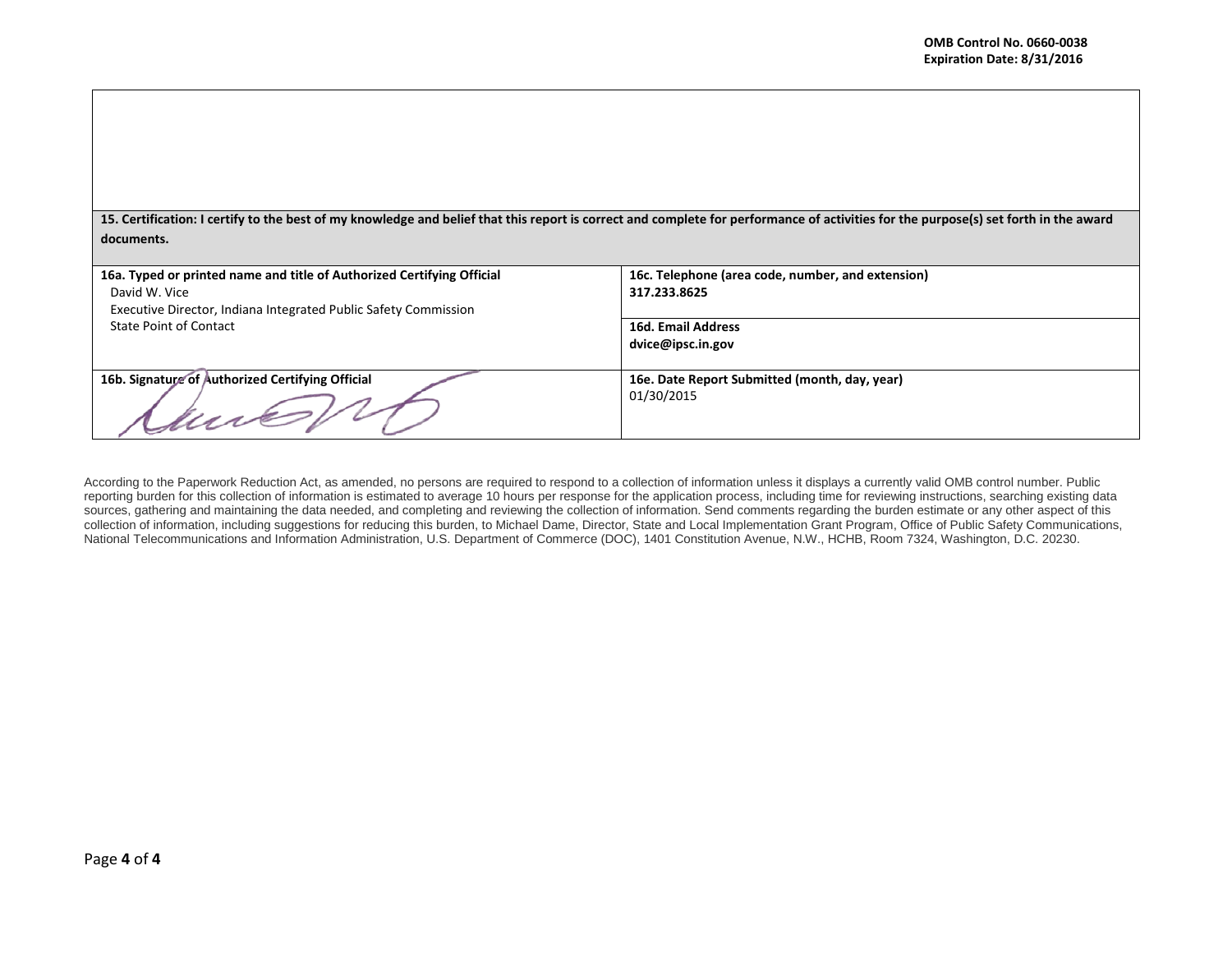| | |
|---|---|
| **15. Certification: I certify to the best of my knowledge and belief that this report is correct and complete for performance of activities for the purpose(s) set forth in the award documents.** | |
| **16a. Typed or printed name and title of Authorized Certifying Official**<br>David W. Vice<br>Executive Director, Indiana Integrated Public Safety Commission<br>State Point of Contact | **16c. Telephone (area code, number, and extension)**<br>**317.233.8625**<br><br>**16d. Email Address**<br>**dvice@ipsc.in.gov** |
| **16b. Signature of Authorized Certifying Official** | **16e. Date Report Submitted (month, day, year)**<br>01/30/2015 |

According to the Paperwork Reduction Act, as amended, no persons are required to respond to a collection of information unless it displays a currently valid OMB control number. Public reporting burden for this collection of information is estimated to average 10 hours per response for the application process, including time for reviewing instructions, searching existing data sources, gathering and maintaining the data needed, and completing and reviewing the collection of information. Send comments regarding the burden estimate or any other aspect of this collection of information, including suggestions for reducing this burden, to Michael Dame, Director, State and Local Implementation Grant Program, Office of Public Safety Communications, National Telecommunications and Information Administration, U.S. Department of Commerce (DOC), 1401 Constitution Avenue, N.W., HCHB, Room 7324, Washington, D.C. 20230.